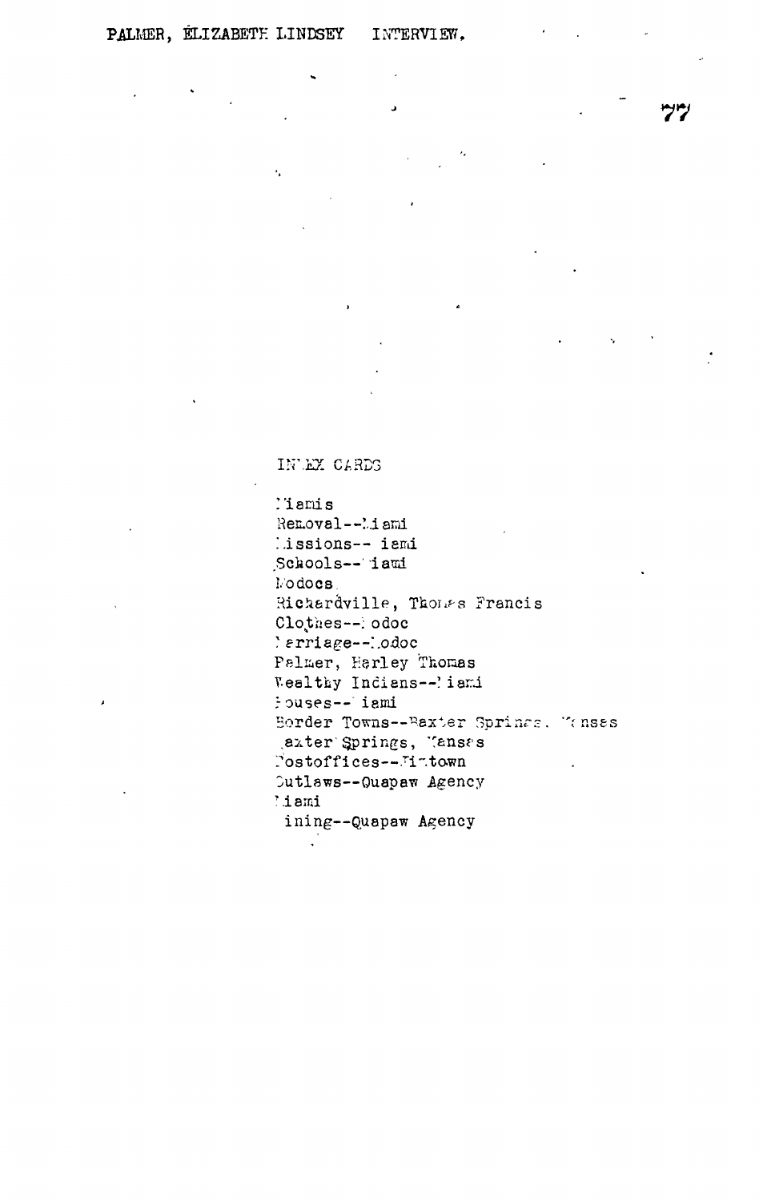INDEX CARDS

Miamis
Removal--Miami
Missions--Miami
Schools--Miami
Modocs
Richardville, Thomas Francis
Clothes--Modoc
Marriage--Modoc
Palmer, Harley Thomas
Wealthy Indians--Miami
Houses--Miami
Border Towns--Baxter Springs, Kansas
Baxter Springs, Kansas
Postoffices--Hitown
Outlaws--Quapaw Agency
Miami
Mining--Quapaw Agency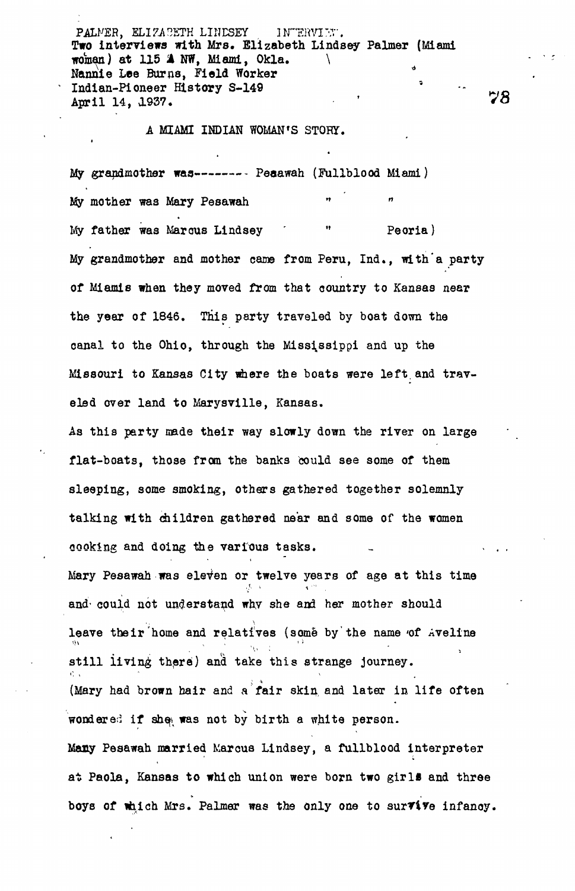PALMER, ELIZABETH LINDSEY INTERVIEW.
Two interviews with Mrs. Elizabeth Lindsey Palmer (Miami woman) at 115 A NW, Miami, Okla.
Nannie Lee Burns, Field Worker
Indian-Pioneer History S-149
April 14, 1937.

A MIAMI INDIAN WOMAN'S STORY.

My grandmother was-------- Pesawah (Fullblood Miami)

My mother was Mary Pesawah " "

My father was Marcus Lindsey " Peoria)

My grandmother and mother came from Peru, Ind., with a party of Miamis when they moved from that country to Kansas near the year of 1846. This party traveled by boat down the canal to the Ohio, through the Mississippi and up the Missouri to Kansas City where the boats were left and traveled over land to Marysville, Kansas.

As this party made their way slowly down the river on large flat-boats, those from the banks could see some of them sleeping, some smoking, others gathered together solemnly talking with children gathered near and some of the women cooking and doing the various tasks.

Mary Pesawah was eleven or twelve years of age at this time and could not understand why she and her mother should leave their home and relatives (some by the name of Aveline still living there) and take this strange journey.

(Mary had brown hair and a fair skin and later in life often wondered if she was not by birth a white person.

Mary Pesawah married Marcus Lindsey, a fullblood interpreter at Paola, Kansas to which union were born two girls and three boys of which Mrs. Palmer was the only one to survive infancy.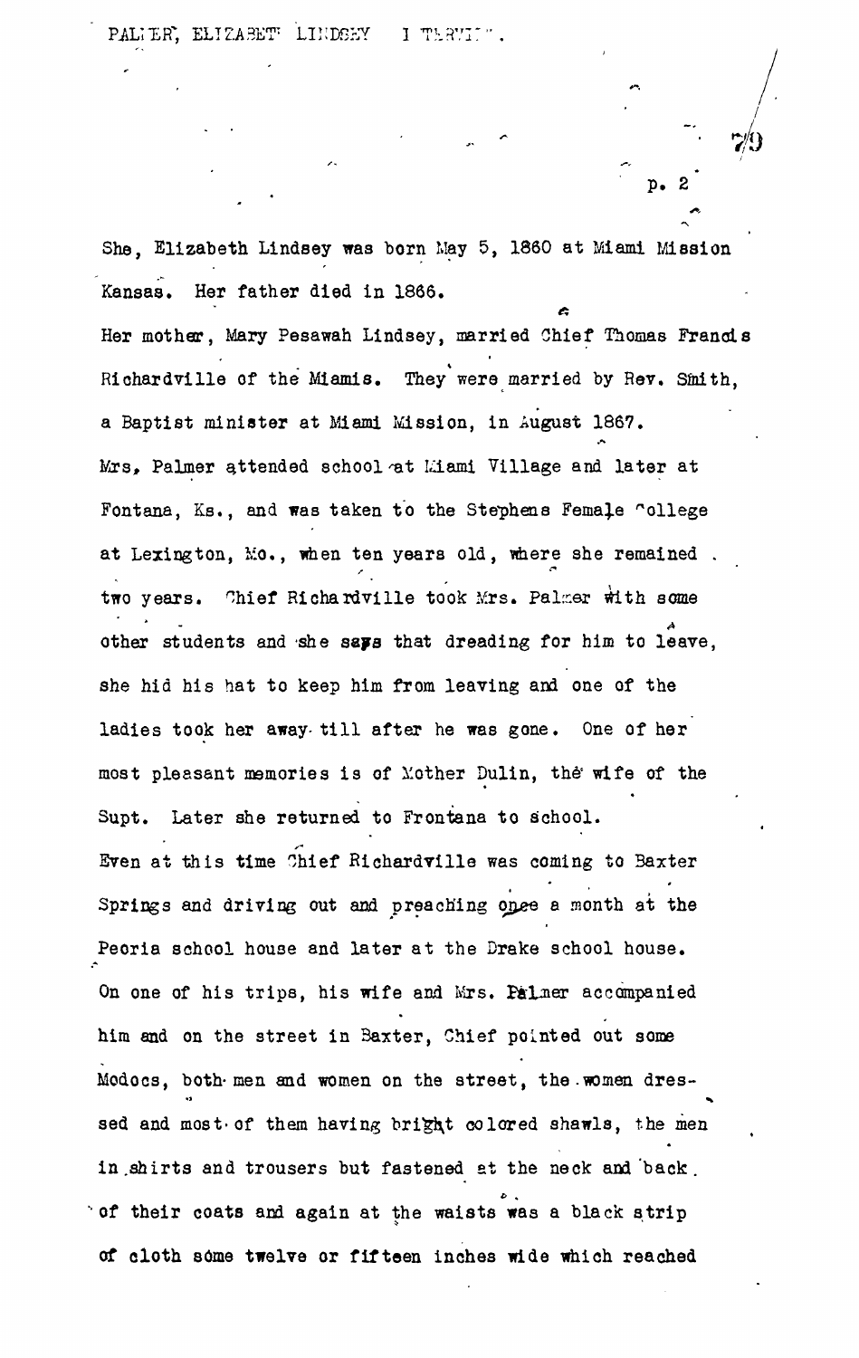She, Elizabeth Lindsey was born May 5, 1860 at Miami Mission Kansas. Her father died in 1866.

Her mother, Mary Pesawah Lindsey, married Chief Thomas Francis Richardville of the Miamis. They were married by Rev. Smith, a Baptist minister at Miami Mission, in August 1867.

Mrs. Palmer attended school at Miami Village and later at Fontana, Ks., and was taken to the Stephens Female College at Lexington, Mo., when ten years old, where she remained two years. Chief Richardville took Mrs. Palmer with some other students and she says that dreading for him to leave, she hid his hat to keep him from leaving and one of the ladies took her away till after he was gone. One of her most pleasant memories is of Mother Dulin, the wife of the Supt. Later she returned to Frontana to school.

Even at this time Chief Richardville was coming to Baxter Springs and driving out and preaching once a month at the Peoria school house and later at the Drake school house. On one of his trips, his wife and Mrs. Palmer accompanied him and on the street in Baxter, Chief pointed out some Modocs, both men and women on the street, the women dressed and most of them having bright colored shawls, the men in shirts and trousers but fastened at the neck and back of their coats and again at the waists was a black strip of cloth some twelve or fifteen inches wide which reached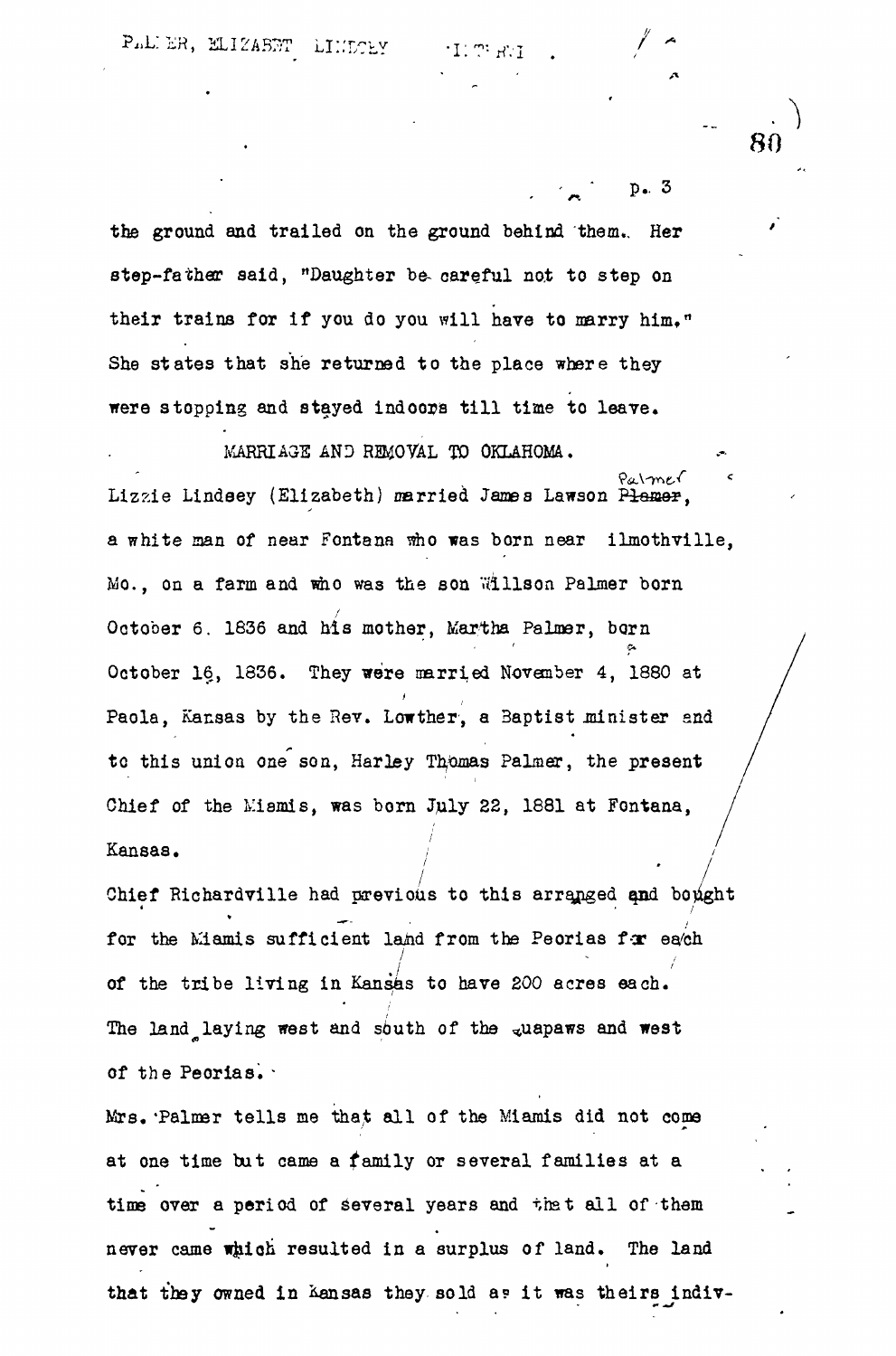the ground and trailed on the ground behind them. Her step-father said, "Daughter be careful not to step on their trains for if you do you will have to marry him." She states that she returned to the place where they were stopping and stayed indoors till time to leave.

## MARRIAGE AND REMOVAL TO OKLAHOMA.

Lizzie Lindsey (Elizabeth) married James Lawson Palmer, a white man of near Fontana who was born near ilmothville, Mo., on a farm and who was the son Willson Palmer born October 6. 1836 and his mother, Martha Palmer, born October 16, 1836. They were married November 4, 1880 at Paola, Kansas by the Rev. Lowther, a Baptist minister and to this union one son, Harley Thomas Palmer, the present Chief of the Miamis, was born July 22, 1881 at Fontana, Kansas.

Chief Richardville had previous to this arranged and bought for the Miamis sufficient land from the Peorias for each of the tribe living in Kansas to have 200 acres each. The land laying west and south of the Quapaws and west of the Peorias.

Mrs. Palmer tells me that all of the Miamis did not come at one time but came a family or several families at a time over a period of several years and that all of them never came which resulted in a surplus of land. The land that they owned in Kansas they sold as it was theirs indiv-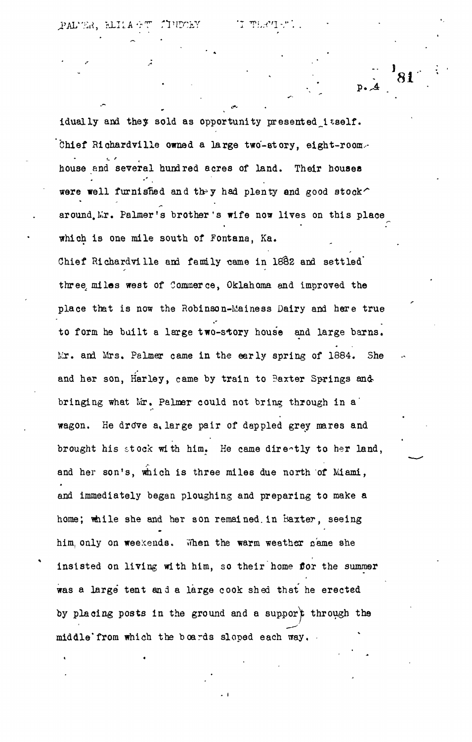idually and they sold as opportunity presented itself. Chief Richardville owned a large two-story, eight-room house and several hundred acres of land. Their houses were well furnished and they had plenty and good stock around. Mr. Palmer's brother's wife now lives on this place which is one mile south of Fontana, Ka.

Chief Richardville and family came in 1882 and settled three miles west of Commerce, Oklahoma and improved the place that is now the Robinson-Mainess Dairy and here true to form he built a large two-story house and large barns. Mr. and Mrs. Palmer came in the early spring of 1884. She and her son, Harley, came by train to Baxter Springs and bringing what Mr. Palmer could not bring through in a wagon. He drove a large pair of dappled grey mares and brought his stock with him. He came directly to her land, and her son's, which is three miles due north of Miami, and immediately began ploughing and preparing to make a home; while she and her son remained in Baxter, seeing him only on weekends. When the warm weather came she insisted on living with him, so their home for the summer was a large tent and a large cook shed that he erected by placing posts in the ground and a support through the middle from which the boards sloped each way.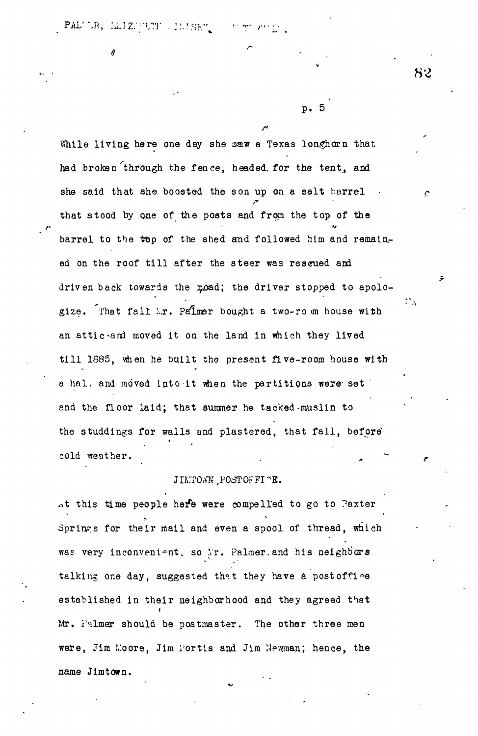While living here one day she saw a Texas longhorn that had broken through the fence, headed for the tent, and she said that she boosted the son up on a salt barrel that stood by one of the posts and from the top of the barrel to the top of the shed and followed him and remained on the roof till after the steer was rescued and driven back towards the road; the driver stopped to apologize. That fall Mr. Palmer bought a two-room house with an attic and moved it on the land in which they lived till 1885, when he built the present five-room house with a hall and moved into it when the partitions were set and the floor laid; that summer he tacked muslin to the studdings for walls and plastered, that fall, before cold weather.

## JIMTOWN POSTOFFICE.

At this time people here were compelled to go to Baxter Springs for their mail and even a spool of thread, which was very inconvenient, so Mr. Palmer and his neighbors talking one day, suggested that they have a postoffice established in their neighborhood and they agreed that Mr. Palmer should be postmaster. The other three men were, Jim Moore, Jim Portis and Jim Newman; hence, the name Jimtown.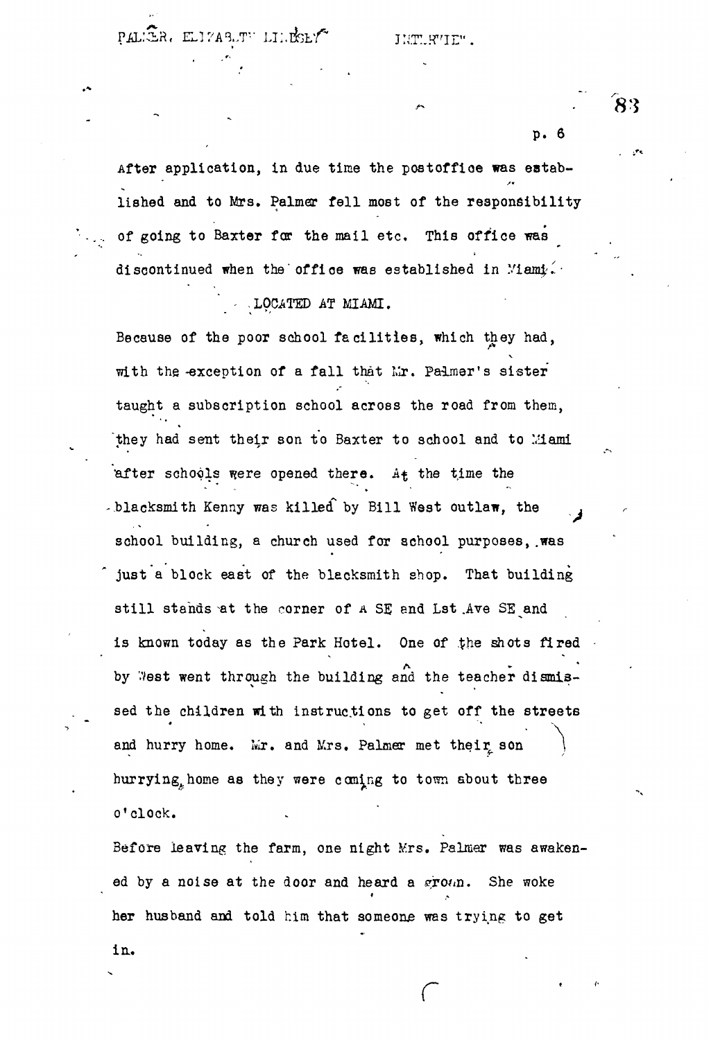After application, in due time the postoffice was established and to Mrs. Palmer fell most of the responsibility of going to Baxter for the mail etc. This office was discontinued when the office was established in Miami.

LOCATED AT MIAMI.

Because of the poor school facilities, which they had, with the exception of a fall that Mr. Palmer's sister taught a subscription school across the road from them, they had sent their son to Baxter to school and to Miami after schools were opened there. At the time the blacksmith Kenny was killed by Bill West outlaw, the school building, a church used for school purposes, was just a block east of the blacksmith shop. That building still stands at the corner of A SE and 1st Ave SE and is known today as the Park Hotel. One of the shots fired by West went through the building and the teacher dismissed the children with instructions to get off the streets and hurry home. Mr. and Mrs. Palmer met their son hurrying home as they were coming to town about three o'clock.

Before leaving the farm, one night Mrs. Palmer was awakened by a noise at the door and heard a groan. She woke her husband and told him that someone was trying to get in.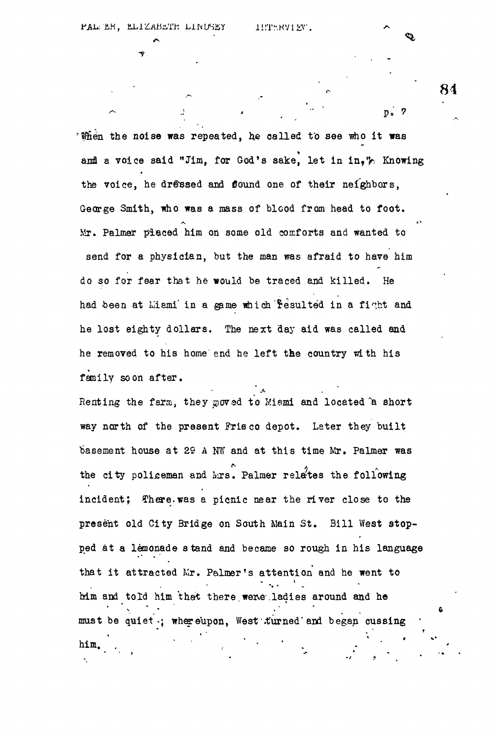When the noise was repeated, he called to see who it was and a voice said "Jim, for God's sake, let in in," Knowing the voice, he dressed and found one of their neighbors, George Smith, who was a mass of blood from head to foot. Mr. Palmer placed him on some old comforts and wanted to send for a physician, but the man was afraid to have him do so for fear that he would be traced and killed. He had been at Miami in a game which resulted in a fight and he lost eighty dollars. The next day aid was called and he removed to his home and he left the country with his family soon after.

Renting the farm, they moved to Miami and located a short way north of the present Frisco depot. Later they built basement house at 29 A NW and at this time Mr. Palmer was the city policeman and Mrs. Palmer relates the following incident; There was a picnic near the river close to the present old City Bridge on South Main St. Bill West stopped at a lemonade stand and became so rough in his language that it attracted Mr. Palmer's attention and he went to him and told him that there were ladies around and he must be quiet; whereupon, West turned and began cussing him.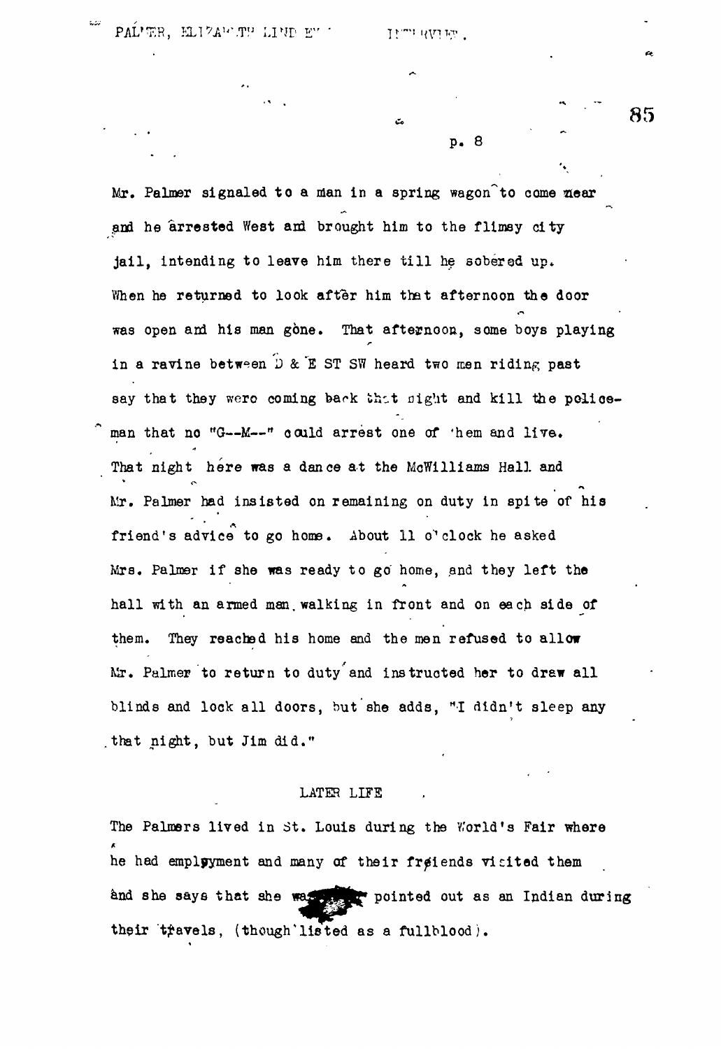Mr. Palmer signaled to a man in a spring wagon to come near and he arrested West and brought him to the flimsy city jail, intending to leave him there till he sobered up. When he returned to look after him that afternoon the door was open and his man gone. That afternoon, some boys playing in a ravine between D & E ST SW heard two men riding past say that they were coming back that night and kill the policeman that no "G--M--" could arrest one of 'hem and live. That night here was a dance at the McWilliams Hall and Mr. Palmer had insisted on remaining on duty in spite of his friend's advice to go home. About 11 o'clock he asked Mrs. Palmer if she was ready to go home, and they left the hall with an armed man walking in front and on each side of them. They reached his home and the men refused to allow Mr. Palmer to return to duty and instructed her to draw all blinds and lock all doors, but she adds, "I didn't sleep any that night, but Jim did."

## LATER LIFE

The Palmers lived in St. Louis during the World's Fair where he had employment and many of their friends visited them and she says that she was pointed out as an Indian during their travels, (though listed as a fullblood).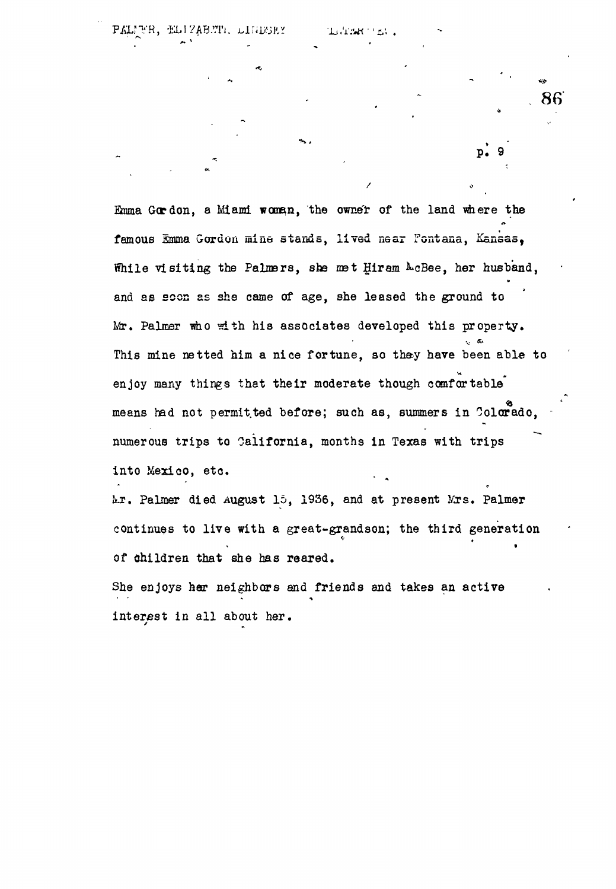Emma Gordon, a Miami woman, the owner of the land where the famous Emma Gordon mine stands, lived near Fontana, Kansas, While visiting the Palmers, she met Hiram McBee, her husband, and as soon as she came of age, she leased the ground to Mr. Palmer who with his associates developed this property. This mine netted him a nice fortune, so they have been able to enjoy many things that their moderate though comfortable means had not permitted before; such as, summers in Colorado, numerous trips to California, months in Texas with trips into Mexico, etc.

Mr. Palmer died August 15, 1936, and at present Mrs. Palmer continues to live with a great-grandson; the third generation of children that she has reared.

She enjoys her neighbors and friends and takes an active interest in all about her.